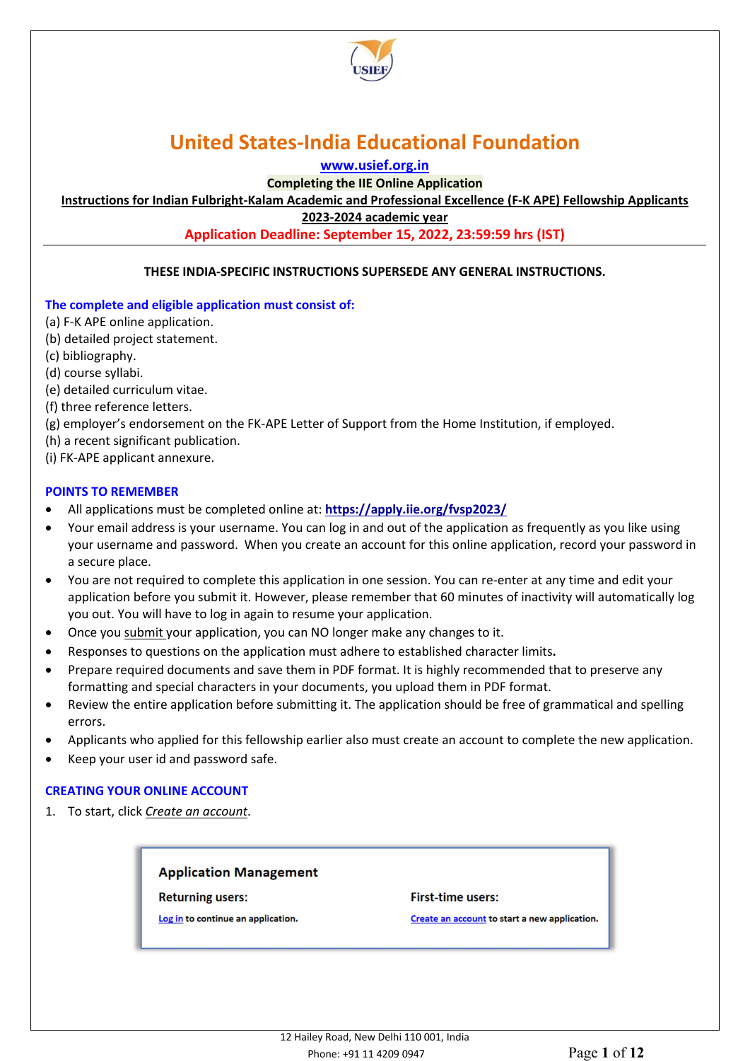# United States-India Educational Foundation

www.usief.org.in

**Completing the IIE Online Application**

**Instructions for Indian Fulbright-Kalam Academic and Professional Excellence (F-K APE) Fellowship Applicants**

**2023-2024 academic year**

**Application Deadline: September 15, 2022, 23:59:59 hrs (IST)**

---

**THESE INDIA-SPECIFIC INSTRUCTIONS SUPERSEDE ANY GENERAL INSTRUCTIONS.**

**The complete and eligible application must consist of:**

(a) F-K APE online application.
(b) detailed project statement.
(c) bibliography.
(d) course syllabi.
(e) detailed curriculum vitae.
(f) three reference letters.
(g) employer's endorsement on the FK-APE Letter of Support from the Home Institution, if employed.
(h) a recent significant publication.
(i) FK-APE applicant annexure.

## POINTS TO REMEMBER

- All applications must be completed online at: **https://apply.iie.org/fvsp2023/**
- Your email address is your username. You can log in and out of the application as frequently as you like using your username and password. When you create an account for this online application, record your password in a secure place.
- You are not required to complete this application in one session. You can re-enter at any time and edit your application before you submit it. However, please remember that 60 minutes of inactivity will automatically log you out. You will have to log in again to resume your application.
- Once you submit your application, you can NO longer make any changes to it.
- Responses to questions on the application must adhere to established character limits**.**
- Prepare required documents and save them in PDF format. It is highly recommended that to preserve any formatting and special characters in your documents, you upload them in PDF format.
- Review the entire application before submitting it. The application should be free of grammatical and spelling errors.
- Applicants who applied for this fellowship earlier also must create an account to complete the new application.
- Keep your user id and password safe.

## CREATING YOUR ONLINE ACCOUNT

1. To start, click *Create an account*.

**Application Management**

| **Returning users:** | **First-time users:** |
|---|---|
| Log in to continue an application. | Create an account to start a new application. |

12 Hailey Road, New Delhi 110 001, India
Phone: +91 11 4209 0947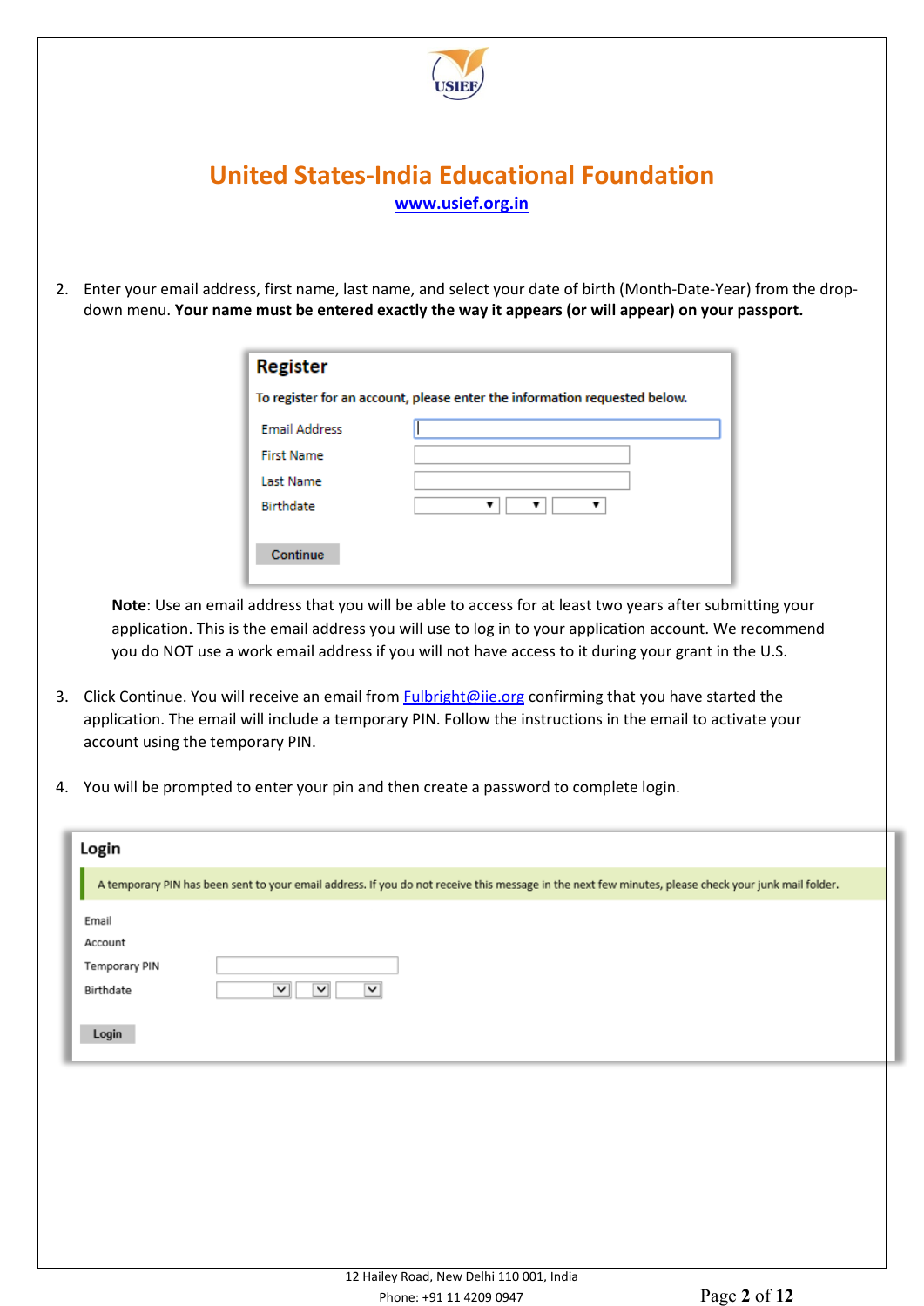# United States-India Educational Foundation

www.usief.org.in

2. Enter your email address, first name, last name, and select your date of birth (Month-Date-Year) from the drop-down menu. **Your name must be entered exactly the way it appears (or will appear) on your passport.**

   **Register**

   To register for an account, please enter the information requested below.

   Email Address
   First Name
   Last Name
   Birthdate

   Continue

   **Note**: Use an email address that you will be able to access for at least two years after submitting your application. This is the email address you will use to log in to your application account. We recommend you do NOT use a work email address if you will not have access to it during your grant in the U.S.

3. Click Continue. You will receive an email from Fulbright@iie.org confirming that you have started the application. The email will include a temporary PIN. Follow the instructions in the email to activate your account using the temporary PIN.

4. You will be prompted to enter your pin and then create a password to complete login.

**Login**

A temporary PIN has been sent to your email address. If you do not receive this message in the next few minutes, please check your junk mail folder.

Email
Account
Temporary PIN
Birthdate

Login

12 Hailey Road, New Delhi 110 001, India
Phone: +91 11 4209 0947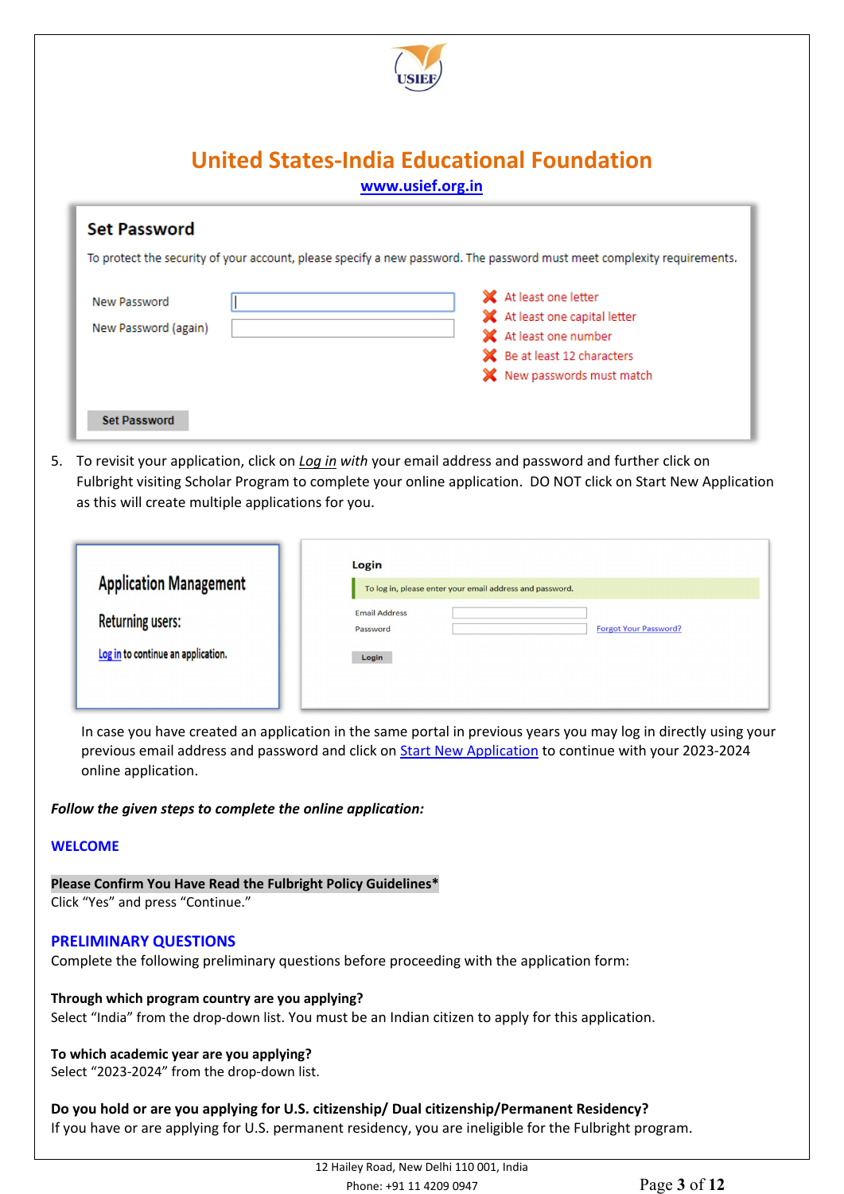# United States-India Educational Foundation

**www.usief.org.in**

**Set Password**

To protect the security of your account, please specify a new password. The password must meet complexity requirements.

New Password

New Password (again)

- At least one letter
- At least one capital letter
- At least one number
- Be at least 12 characters
- New passwords must match

Set Password

5. To revisit your application, click on *Log in with* your email address and password and further click on Fulbright visiting Scholar Program to complete your online application. DO NOT click on Start New Application as this will create multiple applications for you.

**Application Management**

Returning users:

Log in to continue an application.

**Login**

To log in, please enter your email address and password.

Email Address

Password

Forgot Your Password?

Login

In case you have created an application in the same portal in previous years you may log in directly using your previous email address and password and click on Start New Application to continue with your 2023-2024 online application.

***Follow the given steps to complete the online application:***

## WELCOME

**Please Confirm You Have Read the Fulbright Policy Guidelines***

Click "Yes" and press "Continue."

## PRELIMINARY QUESTIONS

Complete the following preliminary questions before proceeding with the application form:

**Through which program country are you applying?**

Select "India" from the drop-down list. You must be an Indian citizen to apply for this application.

**To which academic year are you applying?**

Select "2023-2024" from the drop-down list.

**Do you hold or are you applying for U.S. citizenship/ Dual citizenship/Permanent Residency?**

If you have or are applying for U.S. permanent residency, you are ineligible for the Fulbright program.

12 Hailey Road, New Delhi 110 001, India

Phone: +91 11 4209 0947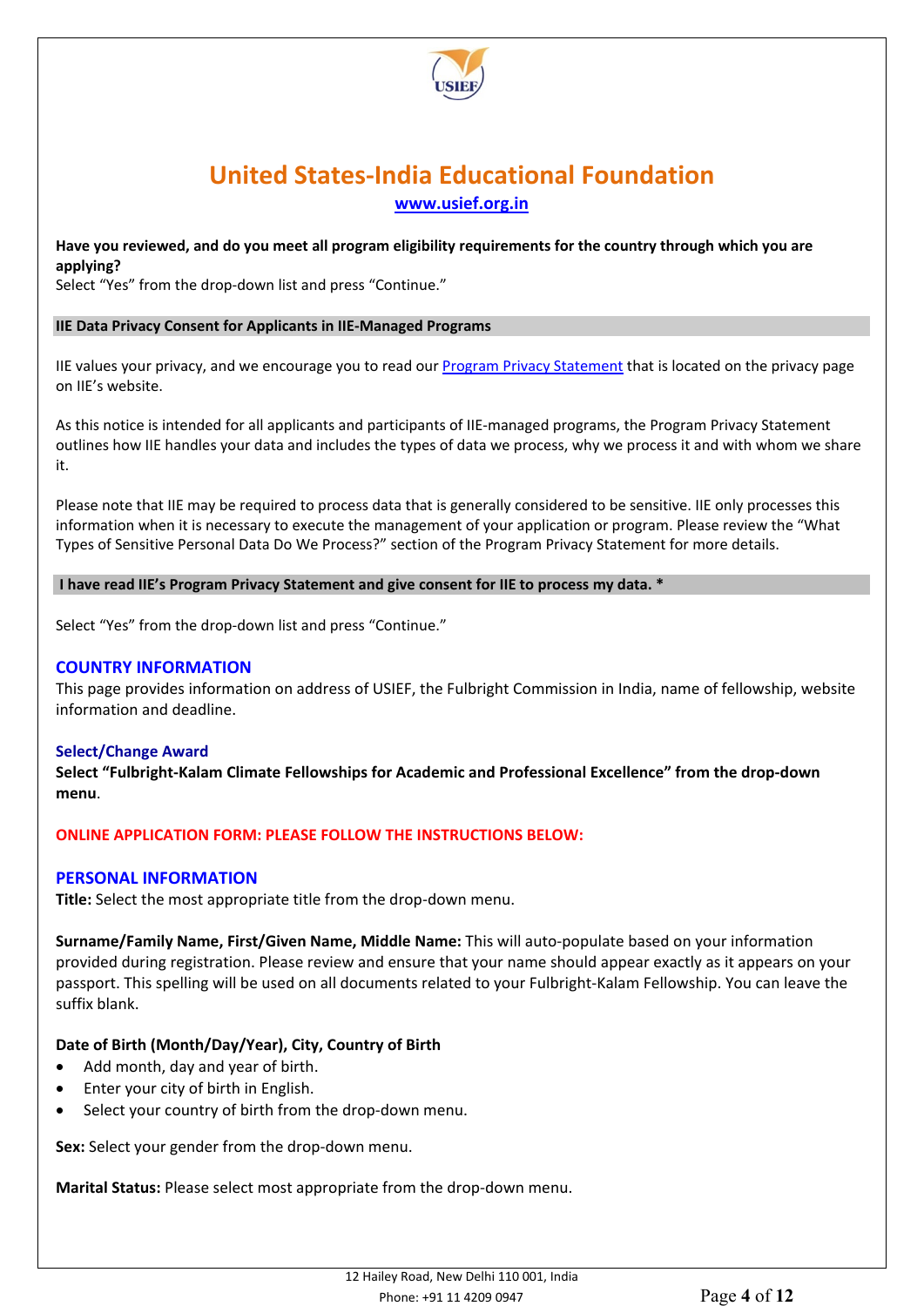# United States-India Educational Foundation

[www.usief.org.in](www.usief.org.in)

**Have you reviewed, and do you meet all program eligibility requirements for the country through which you are applying?**
Select "Yes" from the drop-down list and press "Continue."

**IIE Data Privacy Consent for Applicants in IIE-Managed Programs**

IIE values your privacy, and we encourage you to read our [Program Privacy Statement]() that is located on the privacy page on IIE's website.

As this notice is intended for all applicants and participants of IIE-managed programs, the Program Privacy Statement outlines how IIE handles your data and includes the types of data we process, why we process it and with whom we share it.

Please note that IIE may be required to process data that is generally considered to be sensitive. IIE only processes this information when it is necessary to execute the management of your application or program. Please review the "What Types of Sensitive Personal Data Do We Process?" section of the Program Privacy Statement for more details.

**I have read IIE's Program Privacy Statement and give consent for IIE to process my data. ***

Select "Yes" from the drop-down list and press "Continue."

## COUNTRY INFORMATION

This page provides information on address of USIEF, the Fulbright Commission in India, name of fellowship, website information and deadline.

### Select/Change Award

**Select "Fulbright-Kalam Climate Fellowships for Academic and Professional Excellence" from the drop-down menu**.

**ONLINE APPLICATION FORM: PLEASE FOLLOW THE INSTRUCTIONS BELOW:**

## PERSONAL INFORMATION

**Title:** Select the most appropriate title from the drop-down menu.

**Surname/Family Name, First/Given Name, Middle Name:** This will auto-populate based on your information provided during registration. Please review and ensure that your name should appear exactly as it appears on your passport. This spelling will be used on all documents related to your Fulbright-Kalam Fellowship. You can leave the suffix blank.

**Date of Birth (Month/Day/Year), City, Country of Birth**

- Add month, day and year of birth.
- Enter your city of birth in English.
- Select your country of birth from the drop-down menu.

**Sex:** Select your gender from the drop-down menu.

**Marital Status:** Please select most appropriate from the drop-down menu.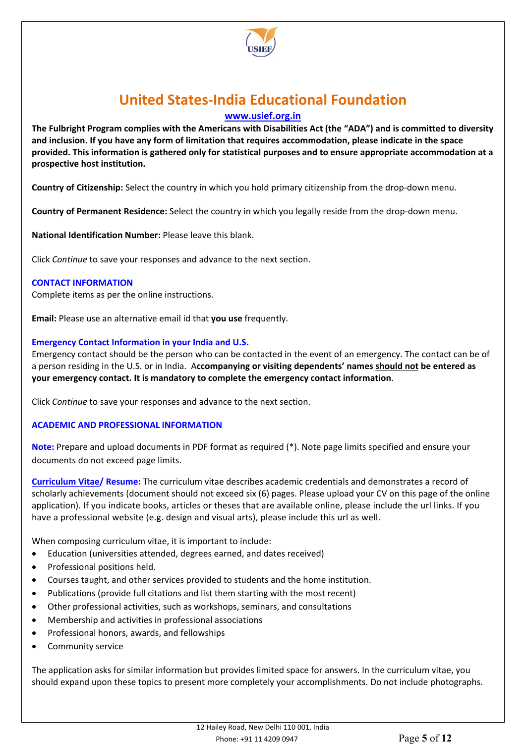# United States-India Educational Foundation

**www.usief.org.in**

**The Fulbright Program complies with the Americans with Disabilities Act (the "ADA") and is committed to diversity and inclusion. If you have any form of limitation that requires accommodation, please indicate in the space provided. This information is gathered only for statistical purposes and to ensure appropriate accommodation at a prospective host institution.**

**Country of Citizenship:** Select the country in which you hold primary citizenship from the drop-down menu.

**Country of Permanent Residence:** Select the country in which you legally reside from the drop-down menu.

**National Identification Number:** Please leave this blank.

Click *Continue* to save your responses and advance to the next section.

### CONTACT INFORMATION

Complete items as per the online instructions.

**Email:** Please use an alternative email id that **you use** frequently.

### Emergency Contact Information in your India and U.S.

Emergency contact should be the person who can be contacted in the event of an emergency. The contact can be of a person residing in the U.S. or in India. A**ccompanying or visiting dependents' names should not be entered as your emergency contact. It is mandatory to complete the emergency contact information**.

Click *Continue* to save your responses and advance to the next section.

### ACADEMIC AND PROFESSIONAL INFORMATION

**Note:** Prepare and upload documents in PDF format as required (*). Note page limits specified and ensure your documents do not exceed page limits.

**Curriculum Vitae/ Resume:** The curriculum vitae describes academic credentials and demonstrates a record of scholarly achievements (document should not exceed six (6) pages. Please upload your CV on this page of the online application). If you indicate books, articles or theses that are available online, please include the url links. If you have a professional website (e.g. design and visual arts), please include this url as well.

When composing curriculum vitae, it is important to include:

- Education (universities attended, degrees earned, and dates received)
- Professional positions held.
- Courses taught, and other services provided to students and the home institution.
- Publications (provide full citations and list them starting with the most recent)
- Other professional activities, such as workshops, seminars, and consultations
- Membership and activities in professional associations
- Professional honors, awards, and fellowships
- Community service

The application asks for similar information but provides limited space for answers. In the curriculum vitae, you should expand upon these topics to present more completely your accomplishments. Do not include photographs.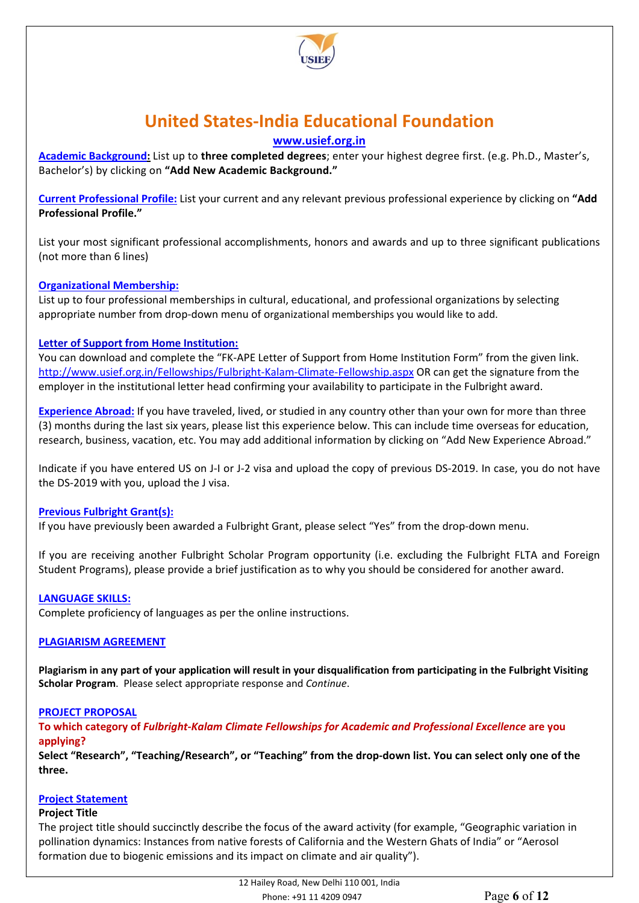**Academic Background:** List up to **three completed degrees**; enter your highest degree first. (e.g. Ph.D., Master's, Bachelor's) by clicking on **"Add New Academic Background."**

**Current Professional Profile:** List your current and any relevant previous professional experience by clicking on **"Add Professional Profile."**

List your most significant professional accomplishments, honors and awards and up to three significant publications (not more than 6 lines)

**Organizational Membership:**
List up to four professional memberships in cultural, educational, and professional organizations by selecting appropriate number from drop-down menu of organizational memberships you would like to add.

**Letter of Support from Home Institution:**
You can download and complete the "FK-APE Letter of Support from Home Institution Form" from the given link. http://www.usief.org.in/Fellowships/Fulbright-Kalam-Climate-Fellowship.aspx OR can get the signature from the employer in the institutional letter head confirming your availability to participate in the Fulbright award.

**Experience Abroad:** If you have traveled, lived, or studied in any country other than your own for more than three (3) months during the last six years, please list this experience below. This can include time overseas for education, research, business, vacation, etc. You may add additional information by clicking on "Add New Experience Abroad."

Indicate if you have entered US on J-I or J-2 visa and upload the copy of previous DS-2019. In case, you do not have the DS-2019 with you, upload the J visa.

**Previous Fulbright Grant(s):**
If you have previously been awarded a Fulbright Grant, please select "Yes" from the drop-down menu.

If you are receiving another Fulbright Scholar Program opportunity (i.e. excluding the Fulbright FLTA and Foreign Student Programs), please provide a brief justification as to why you should be considered for another award.

**LANGUAGE SKILLS:**
Complete proficiency of languages as per the online instructions.

**PLAGIARISM AGREEMENT**

**Plagiarism in any part of your application will result in your disqualification from participating in the Fulbright Visiting Scholar Program**. Please select appropriate response and *Continue*.

**PROJECT PROPOSAL**
**To which category of *Fulbright-Kalam Climate Fellowships for Academic and Professional Excellence* are you applying?**
**Select "Research", "Teaching/Research", or "Teaching" from the drop-down list. You can select only one of the three.**

**Project Statement**
**Project Title**
The project title should succinctly describe the focus of the award activity (for example, "Geographic variation in pollination dynamics: Instances from native forests of California and the Western Ghats of India" or "Aerosol formation due to biogenic emissions and its impact on climate and air quality").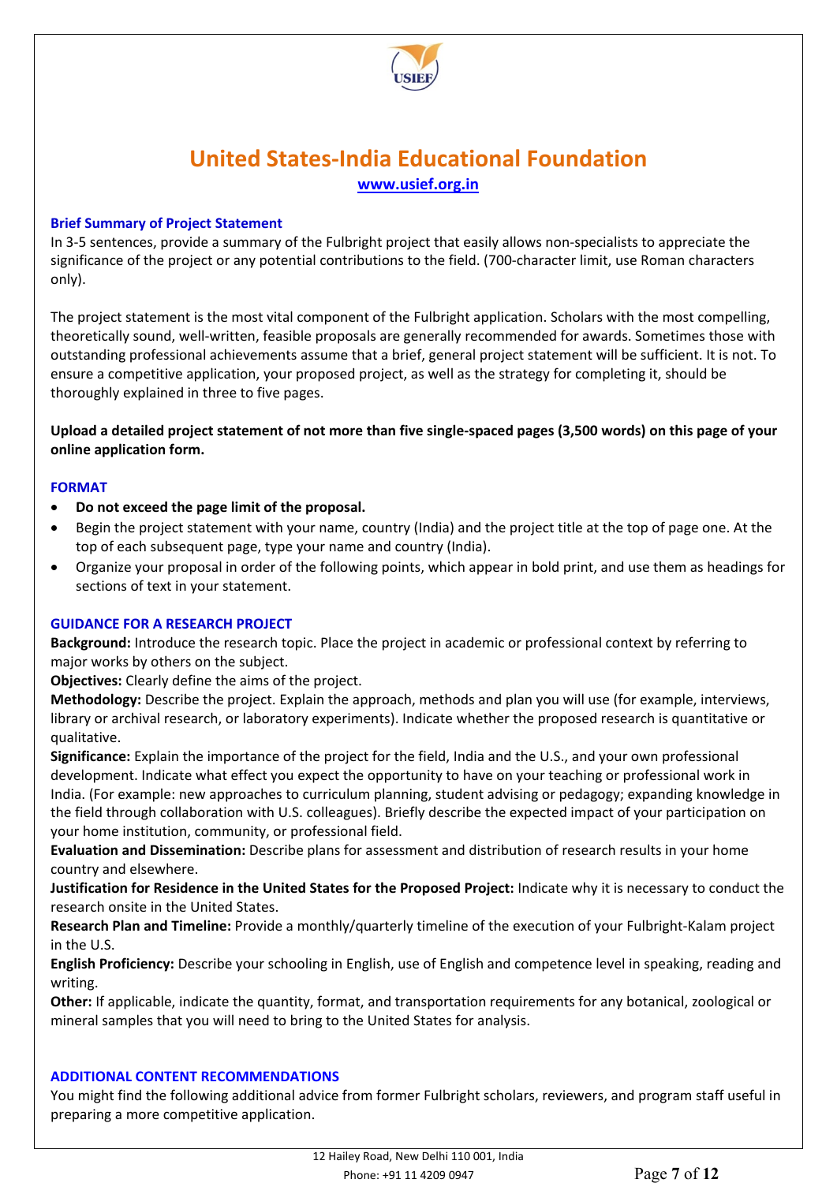# United States-India Educational Foundation

www.usief.org.in

## Brief Summary of Project Statement

In 3-5 sentences, provide a summary of the Fulbright project that easily allows non-specialists to appreciate the significance of the project or any potential contributions to the field. (700-character limit, use Roman characters only).

The project statement is the most vital component of the Fulbright application. Scholars with the most compelling, theoretically sound, well-written, feasible proposals are generally recommended for awards. Sometimes those with outstanding professional achievements assume that a brief, general project statement will be sufficient. It is not. To ensure a competitive application, your proposed project, as well as the strategy for completing it, should be thoroughly explained in three to five pages.

**Upload a detailed project statement of not more than five single-spaced pages (3,500 words) on this page of your online application form.**

## FORMAT

- **Do not exceed the page limit of the proposal.**
- Begin the project statement with your name, country (India) and the project title at the top of page one. At the top of each subsequent page, type your name and country (India).
- Organize your proposal in order of the following points, which appear in bold print, and use them as headings for sections of text in your statement.

## GUIDANCE FOR A RESEARCH PROJECT

**Background:** Introduce the research topic. Place the project in academic or professional context by referring to major works by others on the subject.

**Objectives:** Clearly define the aims of the project.

**Methodology:** Describe the project. Explain the approach, methods and plan you will use (for example, interviews, library or archival research, or laboratory experiments). Indicate whether the proposed research is quantitative or qualitative.

**Significance:** Explain the importance of the project for the field, India and the U.S., and your own professional development. Indicate what effect you expect the opportunity to have on your teaching or professional work in India. (For example: new approaches to curriculum planning, student advising or pedagogy; expanding knowledge in the field through collaboration with U.S. colleagues). Briefly describe the expected impact of your participation on your home institution, community, or professional field.

**Evaluation and Dissemination:** Describe plans for assessment and distribution of research results in your home country and elsewhere.

**Justification for Residence in the United States for the Proposed Project:** Indicate why it is necessary to conduct the research onsite in the United States.

**Research Plan and Timeline:** Provide a monthly/quarterly timeline of the execution of your Fulbright-Kalam project in the U.S.

**English Proficiency:** Describe your schooling in English, use of English and competence level in speaking, reading and writing.

**Other:** If applicable, indicate the quantity, format, and transportation requirements for any botanical, zoological or mineral samples that you will need to bring to the United States for analysis.

## ADDITIONAL CONTENT RECOMMENDATIONS

You might find the following additional advice from former Fulbright scholars, reviewers, and program staff useful in preparing a more competitive application.

12 Hailey Road, New Delhi 110 001, India
Phone: +91 11 4209 0947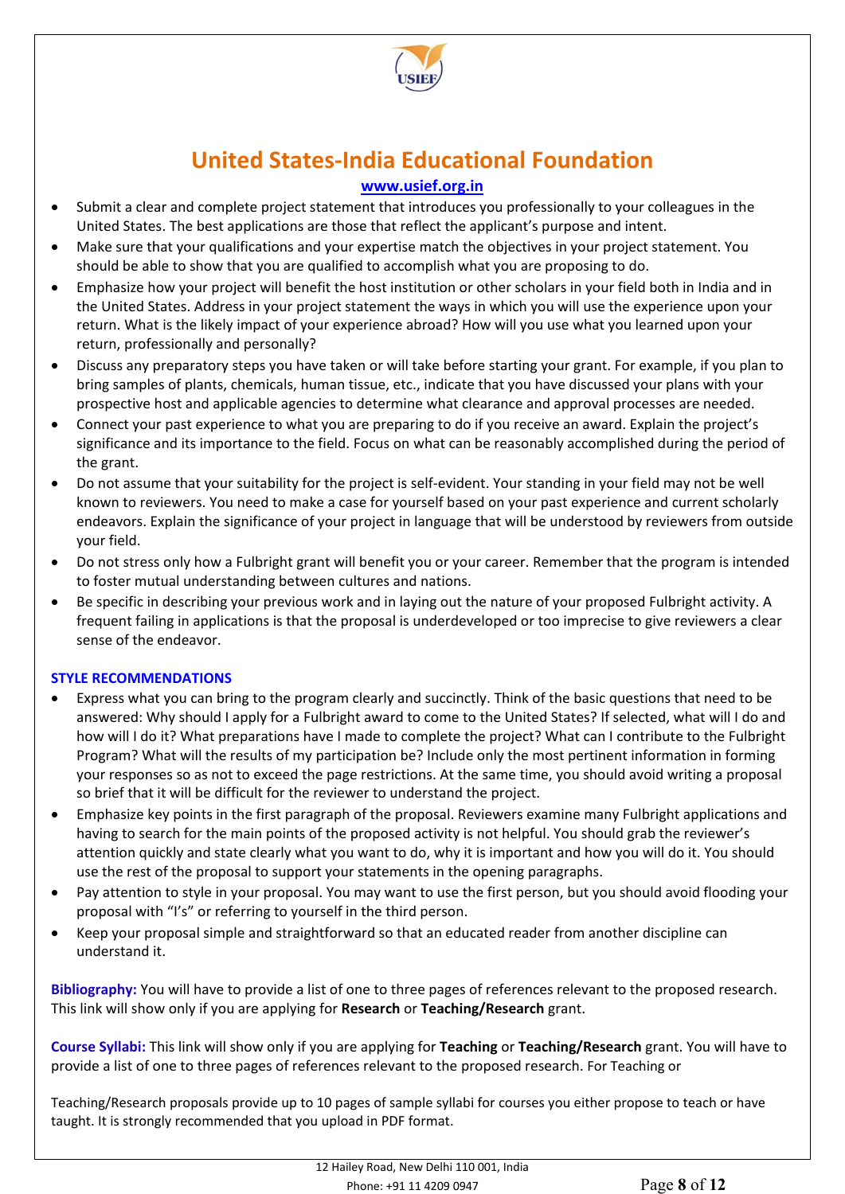# United States-India Educational Foundation

www.usief.org.in

- Submit a clear and complete project statement that introduces you professionally to your colleagues in the United States. The best applications are those that reflect the applicant's purpose and intent.
- Make sure that your qualifications and your expertise match the objectives in your project statement. You should be able to show that you are qualified to accomplish what you are proposing to do.
- Emphasize how your project will benefit the host institution or other scholars in your field both in India and in the United States. Address in your project statement the ways in which you will use the experience upon your return. What is the likely impact of your experience abroad? How will you use what you learned upon your return, professionally and personally?
- Discuss any preparatory steps you have taken or will take before starting your grant. For example, if you plan to bring samples of plants, chemicals, human tissue, etc., indicate that you have discussed your plans with your prospective host and applicable agencies to determine what clearance and approval processes are needed.
- Connect your past experience to what you are preparing to do if you receive an award. Explain the project's significance and its importance to the field. Focus on what can be reasonably accomplished during the period of the grant.
- Do not assume that your suitability for the project is self-evident. Your standing in your field may not be well known to reviewers. You need to make a case for yourself based on your past experience and current scholarly endeavors. Explain the significance of your project in language that will be understood by reviewers from outside your field.
- Do not stress only how a Fulbright grant will benefit you or your career. Remember that the program is intended to foster mutual understanding between cultures and nations.
- Be specific in describing your previous work and in laying out the nature of your proposed Fulbright activity. A frequent failing in applications is that the proposal is underdeveloped or too imprecise to give reviewers a clear sense of the endeavor.

## STYLE RECOMMENDATIONS

- Express what you can bring to the program clearly and succinctly. Think of the basic questions that need to be answered: Why should I apply for a Fulbright award to come to the United States? If selected, what will I do and how will I do it? What preparations have I made to complete the project? What can I contribute to the Fulbright Program? What will the results of my participation be? Include only the most pertinent information in forming your responses so as not to exceed the page restrictions. At the same time, you should avoid writing a proposal so brief that it will be difficult for the reviewer to understand the project.
- Emphasize key points in the first paragraph of the proposal. Reviewers examine many Fulbright applications and having to search for the main points of the proposed activity is not helpful. You should grab the reviewer's attention quickly and state clearly what you want to do, why it is important and how you will do it. You should use the rest of the proposal to support your statements in the opening paragraphs.
- Pay attention to style in your proposal. You may want to use the first person, but you should avoid flooding your proposal with "I's" or referring to yourself in the third person.
- Keep your proposal simple and straightforward so that an educated reader from another discipline can understand it.

**Bibliography:** You will have to provide a list of one to three pages of references relevant to the proposed research. This link will show only if you are applying for **Research** or **Teaching/Research** grant.

**Course Syllabi:** This link will show only if you are applying for **Teaching** or **Teaching/Research** grant. You will have to provide a list of one to three pages of references relevant to the proposed research. For Teaching or

Teaching/Research proposals provide up to 10 pages of sample syllabi for courses you either propose to teach or have taught. It is strongly recommended that you upload in PDF format.

12 Hailey Road, New Delhi 110 001, India
Phone: +91 11 4209 0947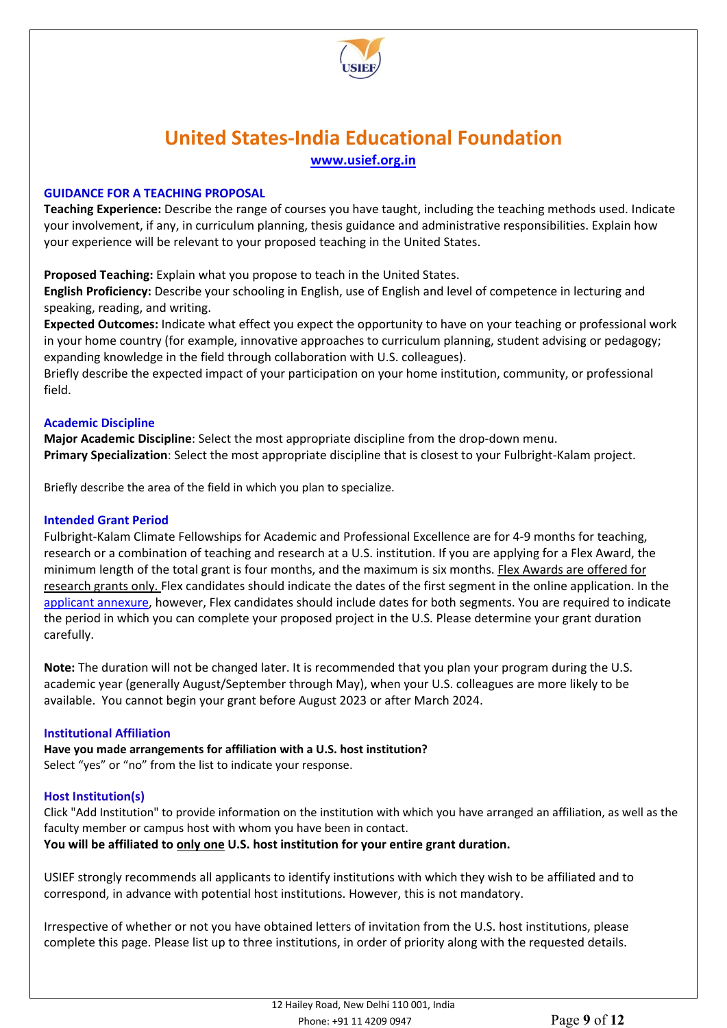# United States-India Educational Foundation

www.usief.org.in

### GUIDANCE FOR A TEACHING PROPOSAL

**Teaching Experience:** Describe the range of courses you have taught, including the teaching methods used. Indicate your involvement, if any, in curriculum planning, thesis guidance and administrative responsibilities. Explain how your experience will be relevant to your proposed teaching in the United States.

**Proposed Teaching:** Explain what you propose to teach in the United States.

**English Proficiency:** Describe your schooling in English, use of English and level of competence in lecturing and speaking, reading, and writing.

**Expected Outcomes:** Indicate what effect you expect the opportunity to have on your teaching or professional work in your home country (for example, innovative approaches to curriculum planning, student advising or pedagogy; expanding knowledge in the field through collaboration with U.S. colleagues).

Briefly describe the expected impact of your participation on your home institution, community, or professional field.

### Academic Discipline

**Major Academic Discipline**: Select the most appropriate discipline from the drop-down menu.

**Primary Specialization**: Select the most appropriate discipline that is closest to your Fulbright-Kalam project.

Briefly describe the area of the field in which you plan to specialize.

### Intended Grant Period

Fulbright-Kalam Climate Fellowships for Academic and Professional Excellence are for 4-9 months for teaching, research or a combination of teaching and research at a U.S. institution. If you are applying for a Flex Award, the minimum length of the total grant is four months, and the maximum is six months. Flex Awards are offered for research grants only. Flex candidates should indicate the dates of the first segment in the online application. In the applicant annexure, however, Flex candidates should include dates for both segments. You are required to indicate the period in which you can complete your proposed project in the U.S. Please determine your grant duration carefully.

**Note:** The duration will not be changed later. It is recommended that you plan your program during the U.S. academic year (generally August/September through May), when your U.S. colleagues are more likely to be available. You cannot begin your grant before August 2023 or after March 2024.

### Institutional Affiliation

**Have you made arrangements for affiliation with a U.S. host institution?**

Select "yes" or "no" from the list to indicate your response.

### Host Institution(s)

Click "Add Institution" to provide information on the institution with which you have arranged an affiliation, as well as the faculty member or campus host with whom you have been in contact.

**You will be affiliated to only one U.S. host institution for your entire grant duration.**

USIEF strongly recommends all applicants to identify institutions with which they wish to be affiliated and to correspond, in advance with potential host institutions. However, this is not mandatory.

Irrespective of whether or not you have obtained letters of invitation from the U.S. host institutions, please complete this page. Please list up to three institutions, in order of priority along with the requested details.

12 Hailey Road, New Delhi 110 001, India
Phone: +91 11 4209 0947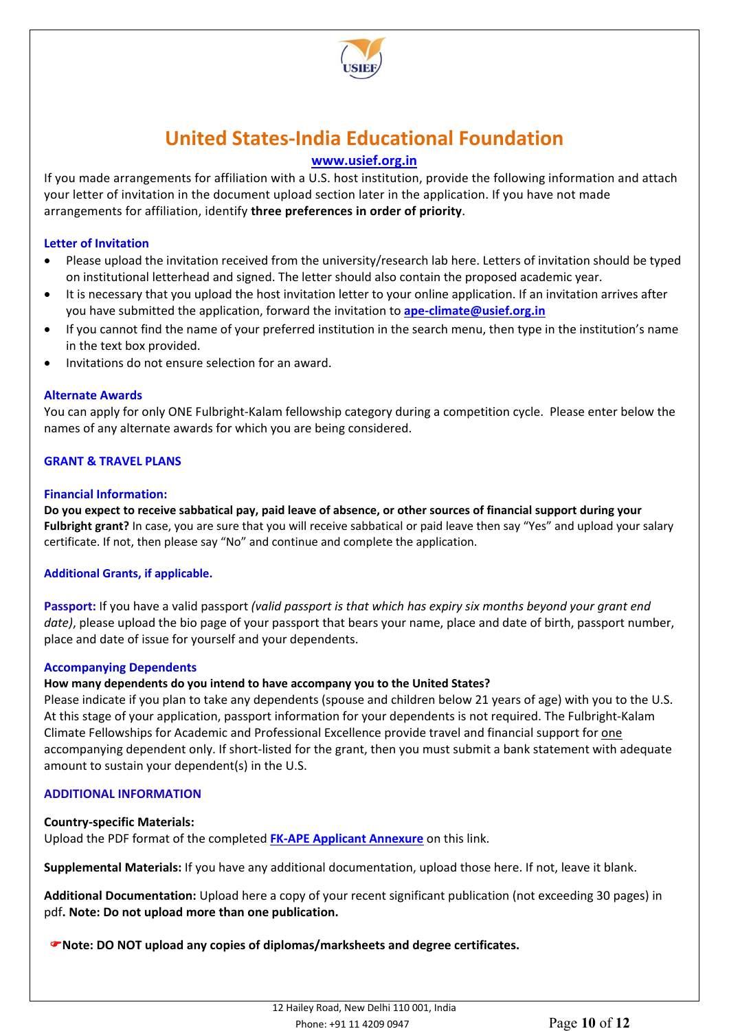# United States-India Educational Foundation

www.usief.org.in

If you made arrangements for affiliation with a U.S. host institution, provide the following information and attach your letter of invitation in the document upload section later in the application. If you have not made arrangements for affiliation, identify **three preferences in order of priority**.

### Letter of Invitation

- Please upload the invitation received from the university/research lab here. Letters of invitation should be typed on institutional letterhead and signed. The letter should also contain the proposed academic year.
- It is necessary that you upload the host invitation letter to your online application. If an invitation arrives after you have submitted the application, forward the invitation to **ape-climate@usief.org.in**
- If you cannot find the name of your preferred institution in the search menu, then type in the institution's name in the text box provided.
- Invitations do not ensure selection for an award.

### Alternate Awards

You can apply for only ONE Fulbright-Kalam fellowship category during a competition cycle. Please enter below the names of any alternate awards for which you are being considered.

## GRANT & TRAVEL PLANS

### Financial Information:

**Do you expect to receive sabbatical pay, paid leave of absence, or other sources of financial support during your Fulbright grant?** In case, you are sure that you will receive sabbatical or paid leave then say "Yes" and upload your salary certificate. If not, then please say "No" and continue and complete the application.

### Additional Grants, if applicable.

**Passport:** If you have a valid passport *(valid passport is that which has expiry six months beyond your grant end date)*, please upload the bio page of your passport that bears your name, place and date of birth, passport number, place and date of issue for yourself and your dependents.

### Accompanying Dependents

**How many dependents do you intend to have accompany you to the United States?**

Please indicate if you plan to take any dependents (spouse and children below 21 years of age) with you to the U.S. At this stage of your application, passport information for your dependents is not required. The Fulbright-Kalam Climate Fellowships for Academic and Professional Excellence provide travel and financial support for one accompanying dependent only. If short-listed for the grant, then you must submit a bank statement with adequate amount to sustain your dependent(s) in the U.S.

## ADDITIONAL INFORMATION

**Country-specific Materials:**

Upload the PDF format of the completed **FK-APE Applicant Annexure** on this link.

**Supplemental Materials:** If you have any additional documentation, upload those here. If not, leave it blank.

**Additional Documentation:** Upload here a copy of your recent significant publication (not exceeding 30 pages) in pdf**. Note: Do not upload more than one publication.**

☛**Note: DO NOT upload any copies of diplomas/marksheets and degree certificates.**

12 Hailey Road, New Delhi 110 001, India
Phone: +91 11 4209 0947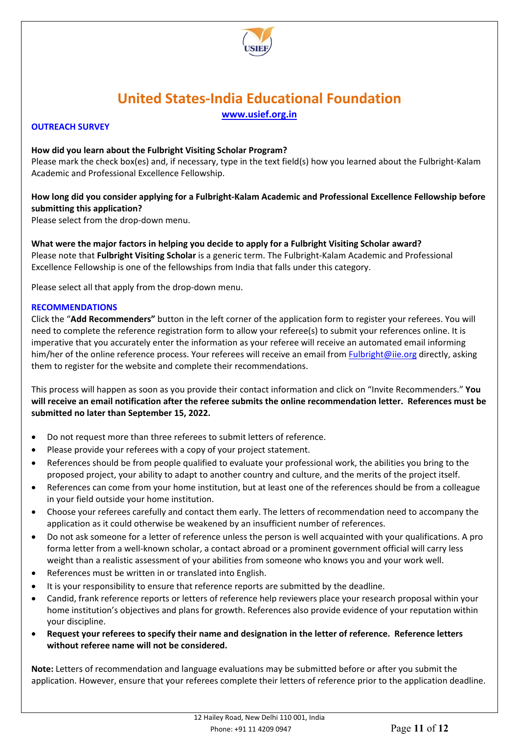# United States-India Educational Foundation

www.usief.org.in

## OUTREACH SURVEY

**How did you learn about the Fulbright Visiting Scholar Program?**
Please mark the check box(es) and, if necessary, type in the text field(s) how you learned about the Fulbright-Kalam Academic and Professional Excellence Fellowship.

**How long did you consider applying for a Fulbright-Kalam Academic and Professional Excellence Fellowship before submitting this application?**
Please select from the drop-down menu.

**What were the major factors in helping you decide to apply for a Fulbright Visiting Scholar award?**
Please note that **Fulbright Visiting Scholar** is a generic term. The Fulbright-Kalam Academic and Professional Excellence Fellowship is one of the fellowships from India that falls under this category.

Please select all that apply from the drop-down menu.

## RECOMMENDATIONS

Click the "**Add Recommenders"** button in the left corner of the application form to register your referees. You will need to complete the reference registration form to allow your referee(s) to submit your references online. It is imperative that you accurately enter the information as your referee will receive an automated email informing him/her of the online reference process. Your referees will receive an email from Fulbright@iie.org directly, asking them to register for the website and complete their recommendations.

This process will happen as soon as you provide their contact information and click on "Invite Recommenders." **You will receive an email notification after the referee submits the online recommendation letter. References must be submitted no later than September 15, 2022.**

- Do not request more than three referees to submit letters of reference.
- Please provide your referees with a copy of your project statement.
- References should be from people qualified to evaluate your professional work, the abilities you bring to the proposed project, your ability to adapt to another country and culture, and the merits of the project itself.
- References can come from your home institution, but at least one of the references should be from a colleague in your field outside your home institution.
- Choose your referees carefully and contact them early. The letters of recommendation need to accompany the application as it could otherwise be weakened by an insufficient number of references.
- Do not ask someone for a letter of reference unless the person is well acquainted with your qualifications. A pro forma letter from a well-known scholar, a contact abroad or a prominent government official will carry less weight than a realistic assessment of your abilities from someone who knows you and your work well.
- References must be written in or translated into English.
- It is your responsibility to ensure that reference reports are submitted by the deadline.
- Candid, frank reference reports or letters of reference help reviewers place your research proposal within your home institution's objectives and plans for growth. References also provide evidence of your reputation within your discipline.
- **Request your referees to specify their name and designation in the letter of reference. Reference letters without referee name will not be considered.**

**Note:** Letters of recommendation and language evaluations may be submitted before or after you submit the application. However, ensure that your referees complete their letters of reference prior to the application deadline.

12 Hailey Road, New Delhi 110 001, India
Phone: +91 11 4209 0947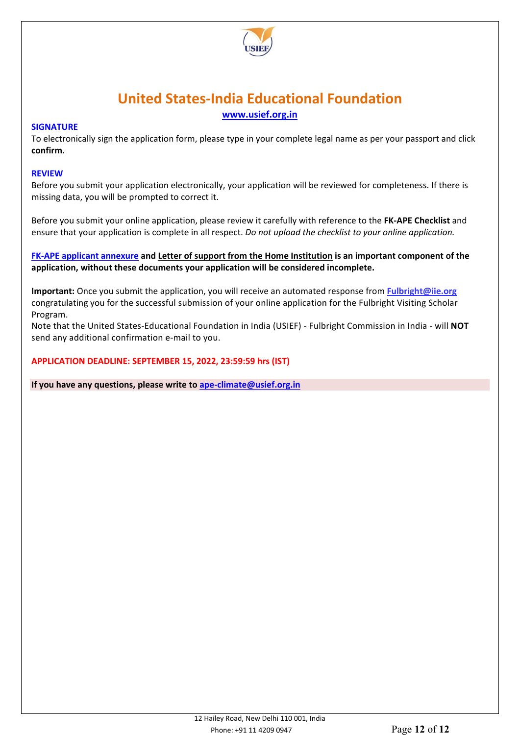# United States-India Educational Foundation

www.usief.org.in

### SIGNATURE

To electronically sign the application form, please type in your complete legal name as per your passport and click **confirm.**

### REVIEW

Before you submit your application electronically, your application will be reviewed for completeness. If there is missing data, you will be prompted to correct it.

Before you submit your online application, please review it carefully with reference to the **FK-APE Checklist** and ensure that your application is complete in all respect. *Do not upload the checklist to your online application.*

**FK-APE applicant annexure and Letter of support from the Home Institution is an important component of the application, without these documents your application will be considered incomplete.**

**Important:** Once you submit the application, you will receive an automated response from **Fulbright@iie.org** congratulating you for the successful submission of your online application for the Fulbright Visiting Scholar Program.

Note that the United States-Educational Foundation in India (USIEF) - Fulbright Commission in India - will **NOT** send any additional confirmation e-mail to you.

**APPLICATION DEADLINE: SEPTEMBER 15, 2022, 23:59:59 hrs (IST)**

**If you have any questions, please write to ape-climate@usief.org.in**

12 Hailey Road, New Delhi 110 001, India
Phone: +91 11 4209 0947